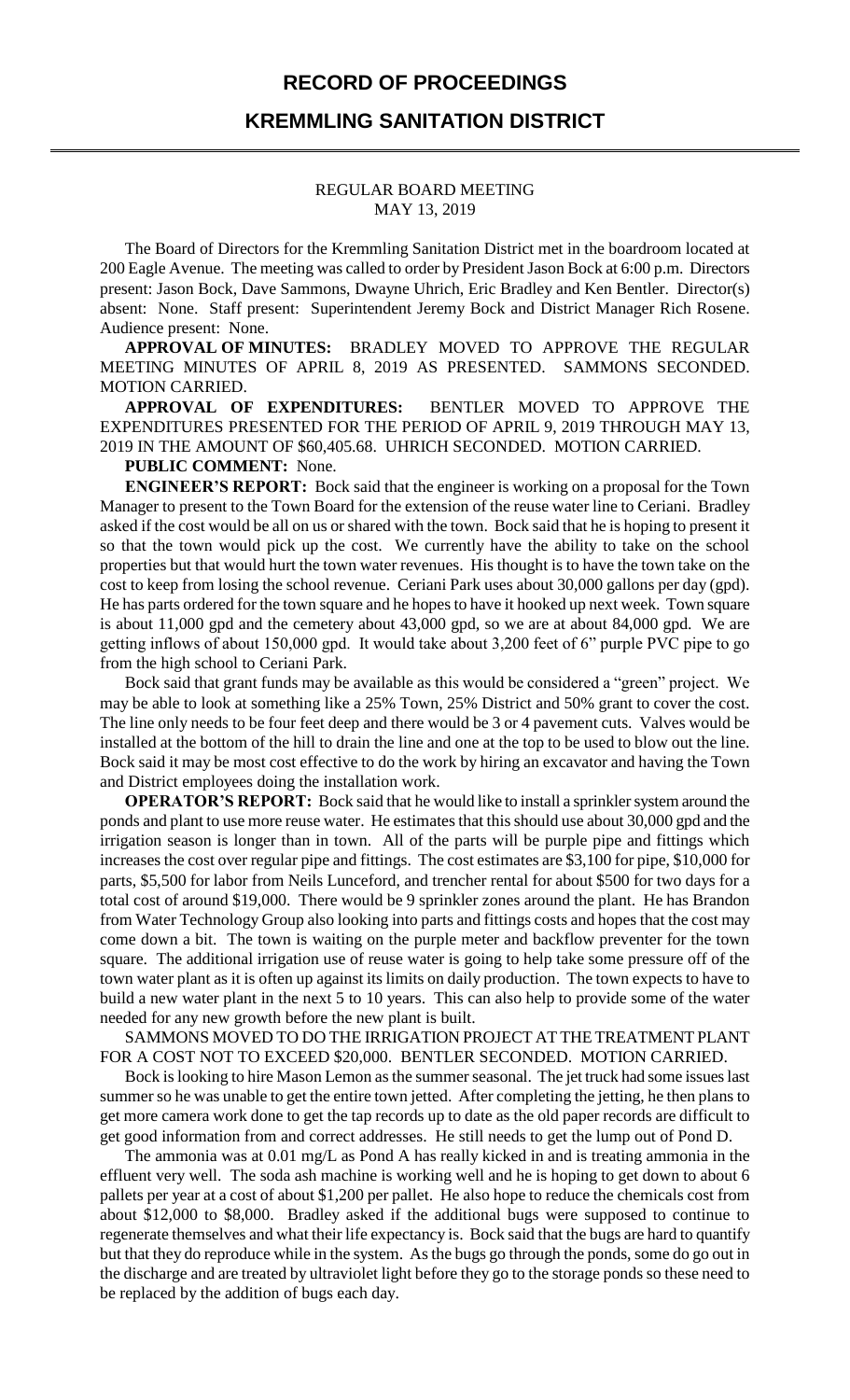# RECORD OF PROCEEDINGS

## KREMMLING SANITATION DISTRICT

### REGULAR BOARD MEETING
### MAY 13, 2019

The Board of Directors for the Kremmling Sanitation District met in the boardroom located at 200 Eagle Avenue. The meeting was called to order by President Jason Bock at 6:00 p.m. Directors present: Jason Bock, Dave Sammons, Dwayne Uhrich, Eric Bradley and Ken Bentler. Director(s) absent: None. Staff present: Superintendent Jeremy Bock and District Manager Rich Rosene. Audience present: None.

**APPROVAL OF MINUTES:** BRADLEY MOVED TO APPROVE THE REGULAR MEETING MINUTES OF APRIL 8, 2019 AS PRESENTED. SAMMONS SECONDED. MOTION CARRIED.

**APPROVAL OF EXPENDITURES:** BENTLER MOVED TO APPROVE THE EXPENDITURES PRESENTED FOR THE PERIOD OF APRIL 9, 2019 THROUGH MAY 13, 2019 IN THE AMOUNT OF $60,405.68. UHRICH SECONDED. MOTION CARRIED.

**PUBLIC COMMENT:** None.

**ENGINEER'S REPORT:** Bock said that the engineer is working on a proposal for the Town Manager to present to the Town Board for the extension of the reuse water line to Ceriani. Bradley asked if the cost would be all on us or shared with the town. Bock said that he is hoping to present it so that the town would pick up the cost. We currently have the ability to take on the school properties but that would hurt the town water revenues. His thought is to have the town take on the cost to keep from losing the school revenue. Ceriani Park uses about 30,000 gallons per day (gpd). He has parts ordered for the town square and he hopes to have it hooked up next week. Town square is about 11,000 gpd and the cemetery about 43,000 gpd, so we are at about 84,000 gpd. We are getting inflows of about 150,000 gpd. It would take about 3,200 feet of 6" purple PVC pipe to go from the high school to Ceriani Park.

Bock said that grant funds may be available as this would be considered a "green" project. We may be able to look at something like a 25% Town, 25% District and 50% grant to cover the cost. The line only needs to be four feet deep and there would be 3 or 4 pavement cuts. Valves would be installed at the bottom of the hill to drain the line and one at the top to be used to blow out the line. Bock said it may be most cost effective to do the work by hiring an excavator and having the Town and District employees doing the installation work.

**OPERATOR'S REPORT:** Bock said that he would like to install a sprinkler system around the ponds and plant to use more reuse water. He estimates that this should use about 30,000 gpd and the irrigation season is longer than in town. All of the parts will be purple pipe and fittings which increases the cost over regular pipe and fittings. The cost estimates are $3,100 for pipe, $10,000 for parts, $5,500 for labor from Neils Lunceford, and trencher rental for about $500 for two days for a total cost of around $19,000. There would be 9 sprinkler zones around the plant. He has Brandon from Water Technology Group also looking into parts and fittings costs and hopes that the cost may come down a bit. The town is waiting on the purple meter and backflow preventer for the town square. The additional irrigation use of reuse water is going to help take some pressure off of the town water plant as it is often up against its limits on daily production. The town expects to have to build a new water plant in the next 5 to 10 years. This can also help to provide some of the water needed for any new growth before the new plant is built.

SAMMONS MOVED TO DO THE IRRIGATION PROJECT AT THE TREATMENT PLANT FOR A COST NOT TO EXCEED $20,000. BENTLER SECONDED. MOTION CARRIED.

Bock is looking to hire Mason Lemon as the summer seasonal. The jet truck had some issues last summer so he was unable to get the entire town jetted. After completing the jetting, he then plans to get more camera work done to get the tap records up to date as the old paper records are difficult to get good information from and correct addresses. He still needs to get the lump out of Pond D.

The ammonia was at 0.01 mg/L as Pond A has really kicked in and is treating ammonia in the effluent very well. The soda ash machine is working well and he is hoping to get down to about 6 pallets per year at a cost of about $1,200 per pallet. He also hope to reduce the chemicals cost from about $12,000 to $8,000. Bradley asked if the additional bugs were supposed to continue to regenerate themselves and what their life expectancy is. Bock said that the bugs are hard to quantify but that they do reproduce while in the system. As the bugs go through the ponds, some do go out in the discharge and are treated by ultraviolet light before they go to the storage ponds so these need to be replaced by the addition of bugs each day.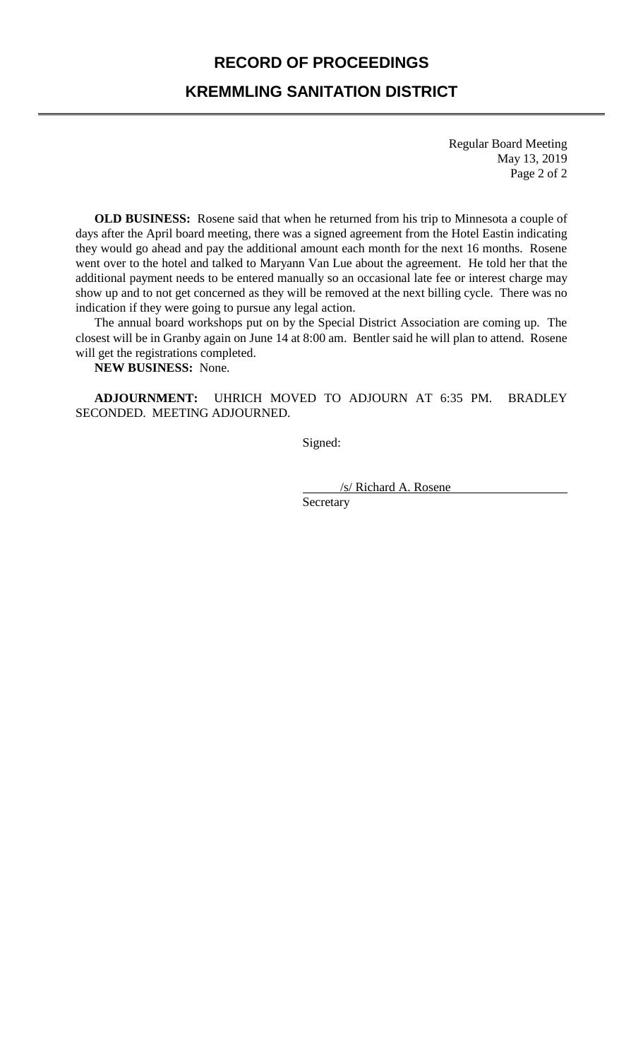**OLD BUSINESS:** Rosene said that when he returned from his trip to Minnesota a couple of days after the April board meeting, there was a signed agreement from the Hotel Eastin indicating they would go ahead and pay the additional amount each month for the next 16 months. Rosene went over to the hotel and talked to Maryann Van Lue about the agreement. He told her that the additional payment needs to be entered manually so an occasional late fee or interest charge may show up and to not get concerned as they will be removed at the next billing cycle. There was no indication if they were going to pursue any legal action.

The annual board workshops put on by the Special District Association are coming up. The closest will be in Granby again on June 14 at 8:00 am. Bentler said he will plan to attend. Rosene will get the registrations completed.

**NEW BUSINESS:** None.

**ADJOURNMENT:** UHRICH MOVED TO ADJOURN AT 6:35 PM. BRADLEY SECONDED. MEETING ADJOURNED.

Signed:

/s/ Richard A. Rosene

Secretary